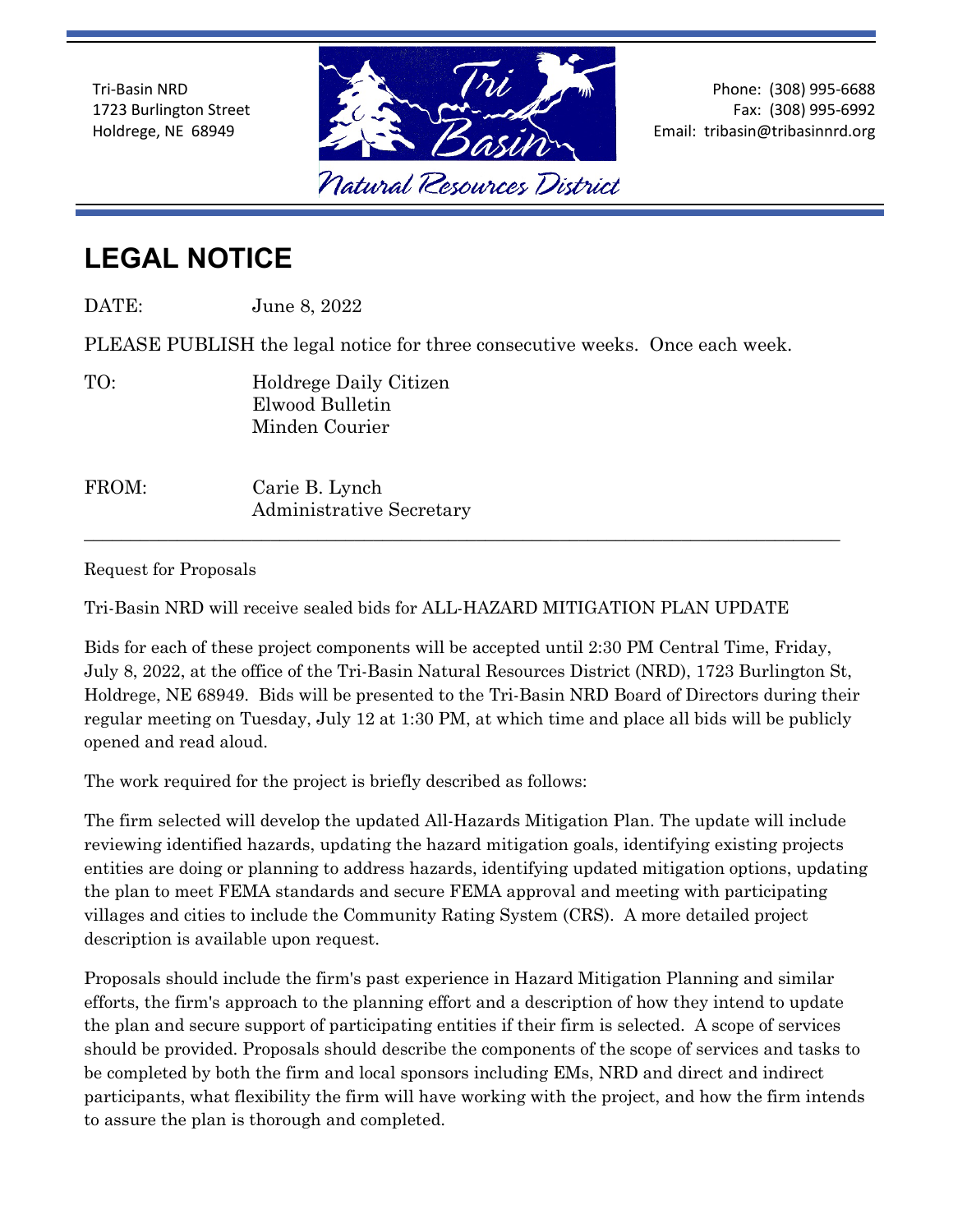Tri-Basin NRD
1723 Burlington Street
Holdrege, NE 68949

Tri Basin
Natural Resources District

Phone: (308) 995-6688
Fax: (308) 995-6992
Email: tribasin@tribasinnrd.org

# LEGAL NOTICE

DATE: June 8, 2022

PLEASE PUBLISH the legal notice for three consecutive weeks. Once each week.

TO: Holdrege Daily Citizen
Elwood Bulletin
Minden Courier

FROM: Carie B. Lynch
Administrative Secretary

---

Request for Proposals

Tri-Basin NRD will receive sealed bids for ALL-HAZARD MITIGATION PLAN UPDATE

Bids for each of these project components will be accepted until 2:30 PM Central Time, Friday, July 8, 2022, at the office of the Tri-Basin Natural Resources District (NRD), 1723 Burlington St, Holdrege, NE 68949. Bids will be presented to the Tri-Basin NRD Board of Directors during their regular meeting on Tuesday, July 12 at 1:30 PM, at which time and place all bids will be publicly opened and read aloud.

The work required for the project is briefly described as follows:

The firm selected will develop the updated All-Hazards Mitigation Plan. The update will include reviewing identified hazards, updating the hazard mitigation goals, identifying existing projects entities are doing or planning to address hazards, identifying updated mitigation options, updating the plan to meet FEMA standards and secure FEMA approval and meeting with participating villages and cities to include the Community Rating System (CRS). A more detailed project description is available upon request.

Proposals should include the firm's past experience in Hazard Mitigation Planning and similar efforts, the firm's approach to the planning effort and a description of how they intend to update the plan and secure support of participating entities if their firm is selected. A scope of services should be provided. Proposals should describe the components of the scope of services and tasks to be completed by both the firm and local sponsors including EMs, NRD and direct and indirect participants, what flexibility the firm will have working with the project, and how the firm intends to assure the plan is thorough and completed.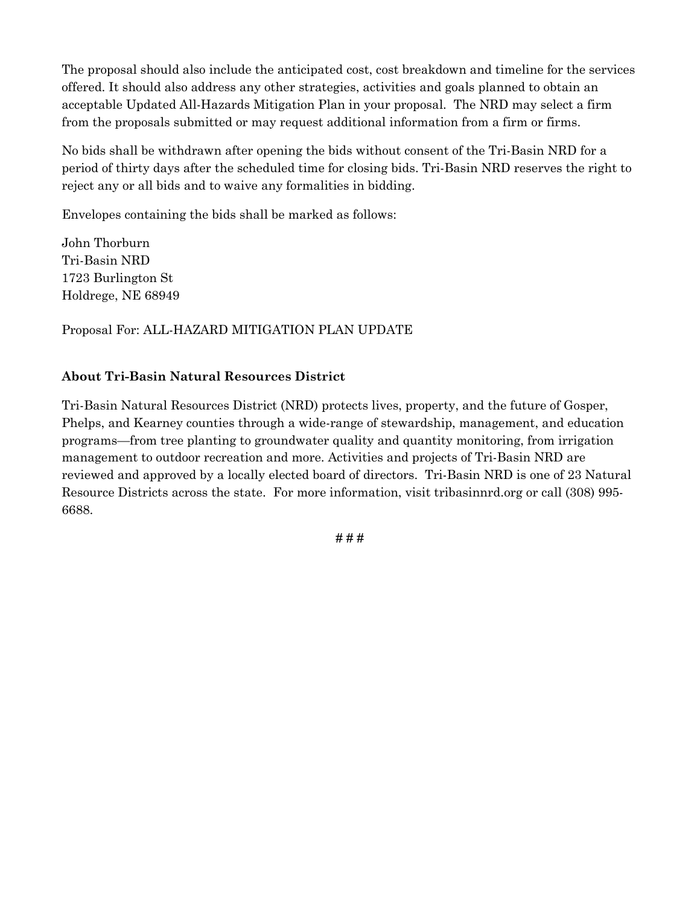The proposal should also include the anticipated cost, cost breakdown and timeline for the services offered. It should also address any other strategies, activities and goals planned to obtain an acceptable Updated All-Hazards Mitigation Plan in your proposal. The NRD may select a firm from the proposals submitted or may request additional information from a firm or firms.

No bids shall be withdrawn after opening the bids without consent of the Tri-Basin NRD for a period of thirty days after the scheduled time for closing bids. Tri-Basin NRD reserves the right to reject any or all bids and to waive any formalities in bidding.

Envelopes containing the bids shall be marked as follows:

John Thorburn
Tri-Basin NRD
1723 Burlington St
Holdrege, NE 68949

Proposal For: ALL-HAZARD MITIGATION PLAN UPDATE

**About Tri-Basin Natural Resources District**

Tri-Basin Natural Resources District (NRD) protects lives, property, and the future of Gosper, Phelps, and Kearney counties through a wide-range of stewardship, management, and education programs—from tree planting to groundwater quality and quantity monitoring, from irrigation management to outdoor recreation and more. Activities and projects of Tri-Basin NRD are reviewed and approved by a locally elected board of directors. Tri-Basin NRD is one of 23 Natural Resource Districts across the state. For more information, visit tribasinnrd.org or call (308) 995-6688.

# # #